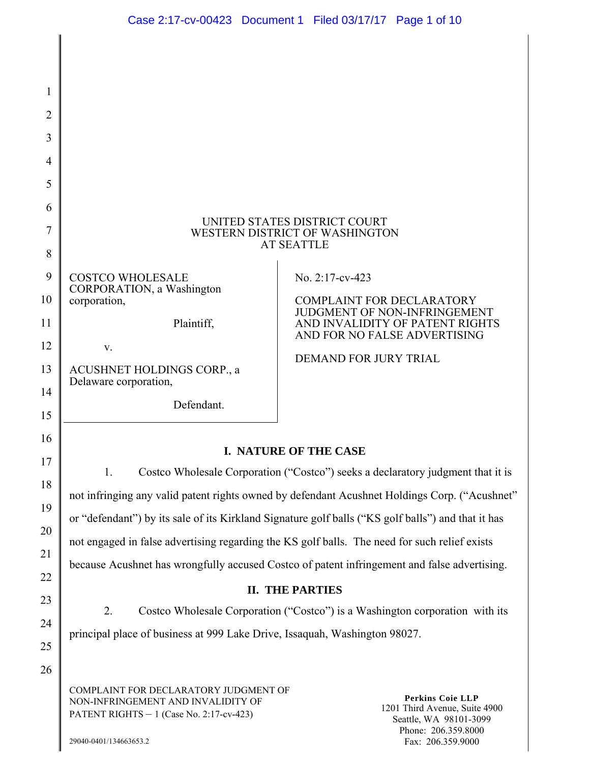UNITED STATES DISTRICT COURT
WESTERN DISTRICT OF WASHINGTON
AT SEATTLE

| | |
|---|---|
| COSTCO WHOLESALE CORPORATION, a Washington corporation,<br><br>Plaintiff,<br><br>v.<br><br>ACUSHNET HOLDINGS CORP., a Delaware corporation,<br><br>Defendant. | No. 2:17-cv-423<br><br>COMPLAINT FOR DECLARATORY JUDGMENT OF NON-INFRINGEMENT AND INVALIDITY OF PATENT RIGHTS AND FOR NO FALSE ADVERTISING<br><br>DEMAND FOR JURY TRIAL |

## I. NATURE OF THE CASE

1. Costco Wholesale Corporation ("Costco") seeks a declaratory judgment that it is not infringing any valid patent rights owned by defendant Acushnet Holdings Corp. ("Acushnet" or "defendant") by its sale of its Kirkland Signature golf balls ("KS golf balls") and that it has not engaged in false advertising regarding the KS golf balls. The need for such relief exists because Acushnet has wrongfully accused Costco of patent infringement and false advertising.

## II. THE PARTIES

2. Costco Wholesale Corporation ("Costco") is a Washington corporation with its principal place of business at 999 Lake Drive, Issaquah, Washington 98027.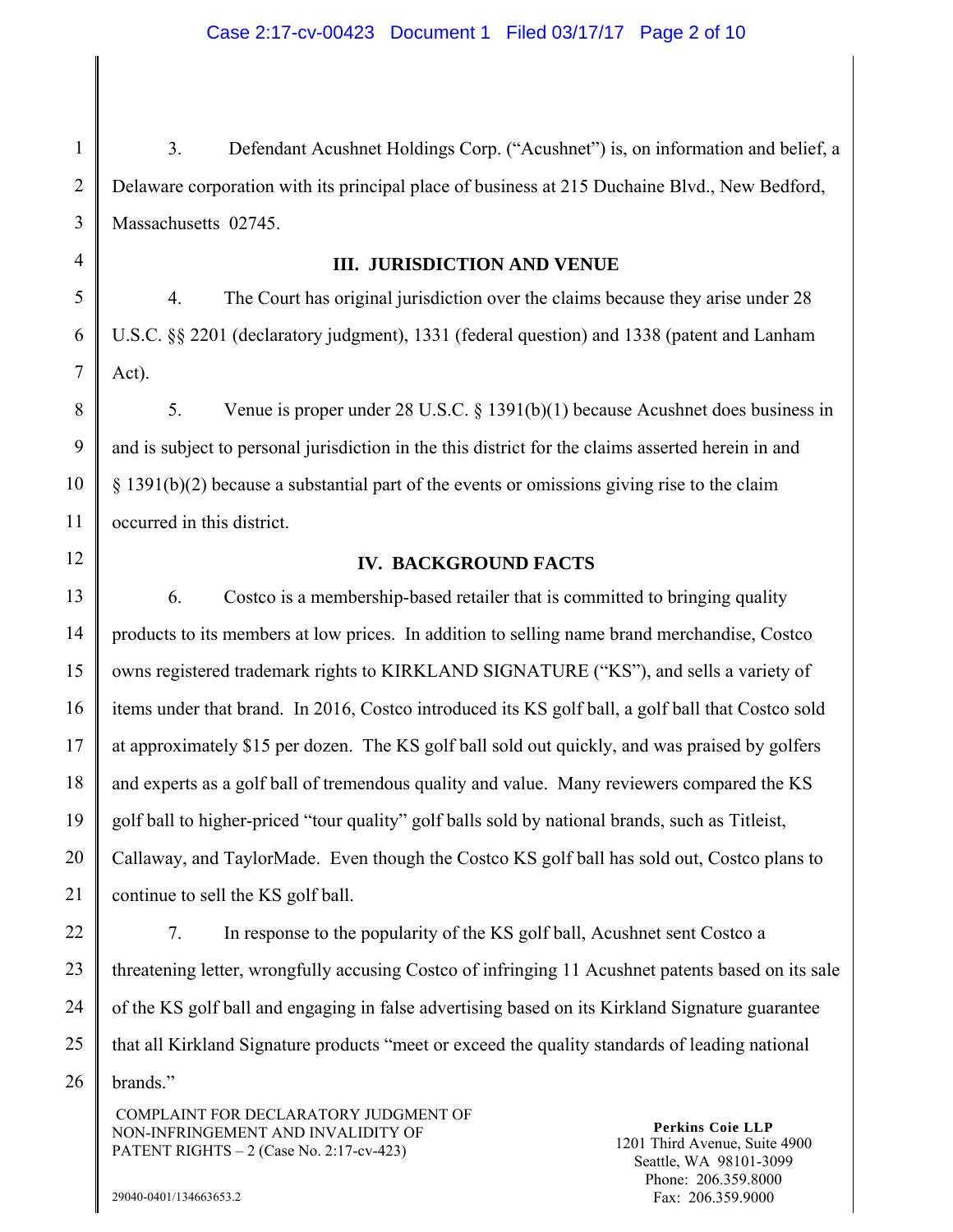3. Defendant Acushnet Holdings Corp. ("Acushnet") is, on information and belief, a Delaware corporation with its principal place of business at 215 Duchaine Blvd., New Bedford, Massachusetts 02745.

## III. JURISDICTION AND VENUE

4. The Court has original jurisdiction over the claims because they arise under 28 U.S.C. §§ 2201 (declaratory judgment), 1331 (federal question) and 1338 (patent and Lanham Act).

5. Venue is proper under 28 U.S.C. § 1391(b)(1) because Acushnet does business in and is subject to personal jurisdiction in the this district for the claims asserted herein in and § 1391(b)(2) because a substantial part of the events or omissions giving rise to the claim occurred in this district.

## IV. BACKGROUND FACTS

6. Costco is a membership-based retailer that is committed to bringing quality products to its members at low prices. In addition to selling name brand merchandise, Costco owns registered trademark rights to KIRKLAND SIGNATURE ("KS"), and sells a variety of items under that brand. In 2016, Costco introduced its KS golf ball, a golf ball that Costco sold at approximately $15 per dozen. The KS golf ball sold out quickly, and was praised by golfers and experts as a golf ball of tremendous quality and value. Many reviewers compared the KS golf ball to higher-priced "tour quality" golf balls sold by national brands, such as Titleist, Callaway, and TaylorMade. Even though the Costco KS golf ball has sold out, Costco plans to continue to sell the KS golf ball.

7. In response to the popularity of the KS golf ball, Acushnet sent Costco a threatening letter, wrongfully accusing Costco of infringing 11 Acushnet patents based on its sale of the KS golf ball and engaging in false advertising based on its Kirkland Signature guarantee that all Kirkland Signature products "meet or exceed the quality standards of leading national brands."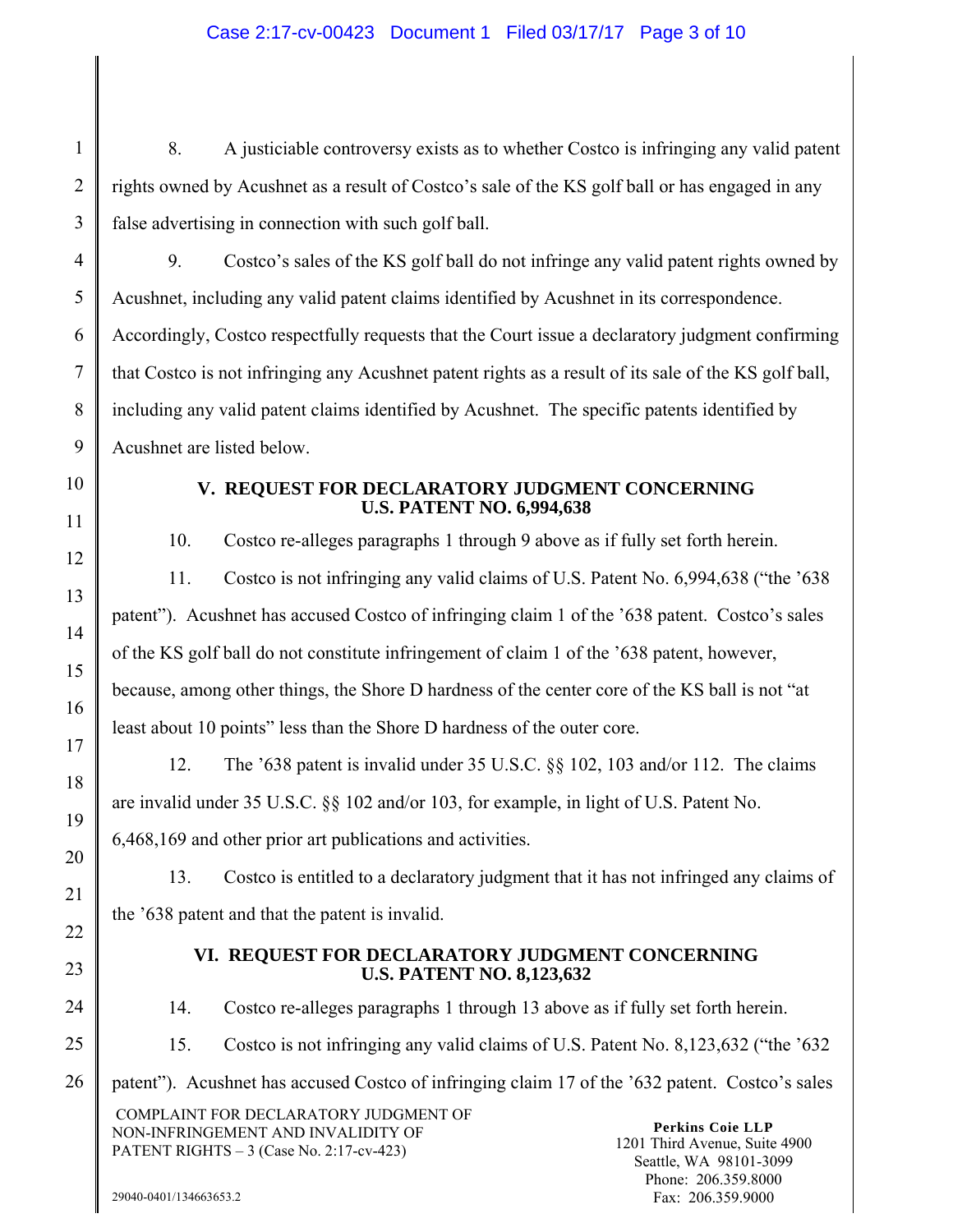8. A justiciable controversy exists as to whether Costco is infringing any valid patent rights owned by Acushnet as a result of Costco's sale of the KS golf ball or has engaged in any false advertising in connection with such golf ball.

9. Costco's sales of the KS golf ball do not infringe any valid patent rights owned by Acushnet, including any valid patent claims identified by Acushnet in its correspondence. Accordingly, Costco respectfully requests that the Court issue a declaratory judgment confirming that Costco is not infringing any Acushnet patent rights as a result of its sale of the KS golf ball, including any valid patent claims identified by Acushnet. The specific patents identified by Acushnet are listed below.

## V. REQUEST FOR DECLARATORY JUDGMENT CONCERNING U.S. PATENT NO. 6,994,638

10. Costco re-alleges paragraphs 1 through 9 above as if fully set forth herein.

11. Costco is not infringing any valid claims of U.S. Patent No. 6,994,638 ("the '638 patent"). Acushnet has accused Costco of infringing claim 1 of the '638 patent. Costco's sales of the KS golf ball do not constitute infringement of claim 1 of the '638 patent, however, because, among other things, the Shore D hardness of the center core of the KS ball is not "at least about 10 points" less than the Shore D hardness of the outer core.

12. The '638 patent is invalid under 35 U.S.C. §§ 102, 103 and/or 112. The claims are invalid under 35 U.S.C. §§ 102 and/or 103, for example, in light of U.S. Patent No. 6,468,169 and other prior art publications and activities.

13. Costco is entitled to a declaratory judgment that it has not infringed any claims of the '638 patent and that the patent is invalid.

## VI. REQUEST FOR DECLARATORY JUDGMENT CONCERNING U.S. PATENT NO. 8,123,632

14. Costco re-alleges paragraphs 1 through 13 above as if fully set forth herein.

15. Costco is not infringing any valid claims of U.S. Patent No. 8,123,632 ("the '632 patent"). Acushnet has accused Costco of infringing claim 17 of the '632 patent. Costco's sales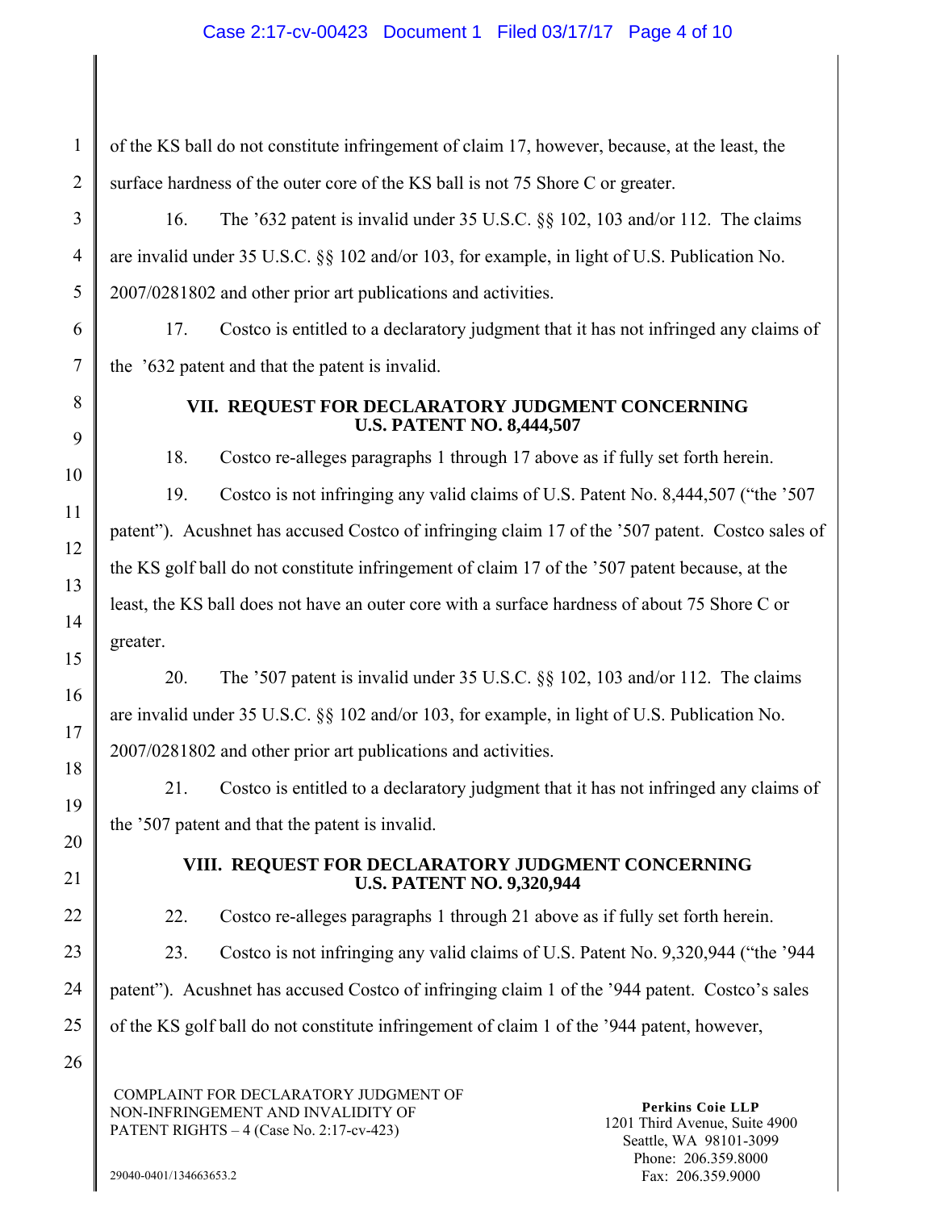of the KS ball do not constitute infringement of claim 17, however, because, at the least, the surface hardness of the outer core of the KS ball is not 75 Shore C or greater.

16. The ’632 patent is invalid under 35 U.S.C. §§ 102, 103 and/or 112. The claims are invalid under 35 U.S.C. §§ 102 and/or 103, for example, in light of U.S. Publication No. 2007/0281802 and other prior art publications and activities.

17. Costco is entitled to a declaratory judgment that it has not infringed any claims of the ’632 patent and that the patent is invalid.

## VII. REQUEST FOR DECLARATORY JUDGMENT CONCERNING U.S. PATENT NO. 8,444,507

18. Costco re-alleges paragraphs 1 through 17 above as if fully set forth herein.

19. Costco is not infringing any valid claims of U.S. Patent No. 8,444,507 (“the ’507 patent”). Acushnet has accused Costco of infringing claim 17 of the ’507 patent. Costco sales of the KS golf ball do not constitute infringement of claim 17 of the ’507 patent because, at the least, the KS ball does not have an outer core with a surface hardness of about 75 Shore C or greater.

20. The ’507 patent is invalid under 35 U.S.C. §§ 102, 103 and/or 112. The claims are invalid under 35 U.S.C. §§ 102 and/or 103, for example, in light of U.S. Publication No. 2007/0281802 and other prior art publications and activities.

21. Costco is entitled to a declaratory judgment that it has not infringed any claims of the ’507 patent and that the patent is invalid.

## VIII. REQUEST FOR DECLARATORY JUDGMENT CONCERNING U.S. PATENT NO. 9,320,944

22. Costco re-alleges paragraphs 1 through 21 above as if fully set forth herein.

23. Costco is not infringing any valid claims of U.S. Patent No. 9,320,944 (“the ’944 patent”). Acushnet has accused Costco of infringing claim 1 of the ’944 patent. Costco’s sales of the KS golf ball do not constitute infringement of claim 1 of the ’944 patent, however,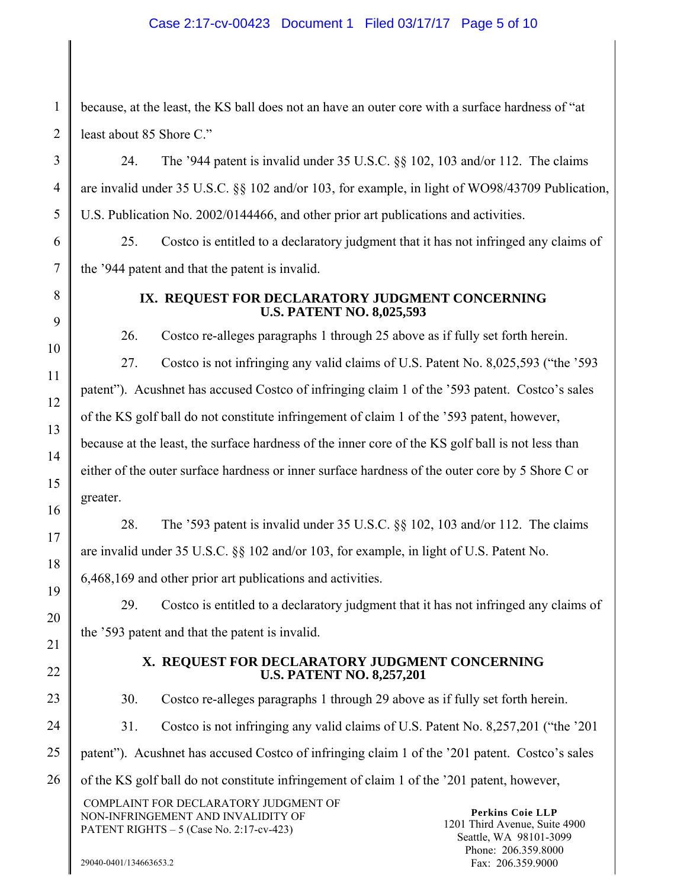because, at the least, the KS ball does not an have an outer core with a surface hardness of "at least about 85 Shore C."

24. The '944 patent is invalid under 35 U.S.C. §§ 102, 103 and/or 112. The claims are invalid under 35 U.S.C. §§ 102 and/or 103, for example, in light of WO98/43709 Publication, U.S. Publication No. 2002/0144466, and other prior art publications and activities.

25. Costco is entitled to a declaratory judgment that it has not infringed any claims of the '944 patent and that the patent is invalid.

## IX. REQUEST FOR DECLARATORY JUDGMENT CONCERNING U.S. PATENT NO. 8,025,593

26. Costco re-alleges paragraphs 1 through 25 above as if fully set forth herein.

27. Costco is not infringing any valid claims of U.S. Patent No. 8,025,593 ("the '593 patent"). Acushnet has accused Costco of infringing claim 1 of the '593 patent. Costco's sales of the KS golf ball do not constitute infringement of claim 1 of the '593 patent, however, because at the least, the surface hardness of the inner core of the KS golf ball is not less than either of the outer surface hardness or inner surface hardness of the outer core by 5 Shore C or greater.

28. The '593 patent is invalid under 35 U.S.C. §§ 102, 103 and/or 112. The claims are invalid under 35 U.S.C. §§ 102 and/or 103, for example, in light of U.S. Patent No. 6,468,169 and other prior art publications and activities.

29. Costco is entitled to a declaratory judgment that it has not infringed any claims of the '593 patent and that the patent is invalid.

## X. REQUEST FOR DECLARATORY JUDGMENT CONCERNING U.S. PATENT NO. 8,257,201

30. Costco re-alleges paragraphs 1 through 29 above as if fully set forth herein.

31. Costco is not infringing any valid claims of U.S. Patent No. 8,257,201 ("the '201 patent"). Acushnet has accused Costco of infringing claim 1 of the '201 patent. Costco's sales of the KS golf ball do not constitute infringement of claim 1 of the '201 patent, however,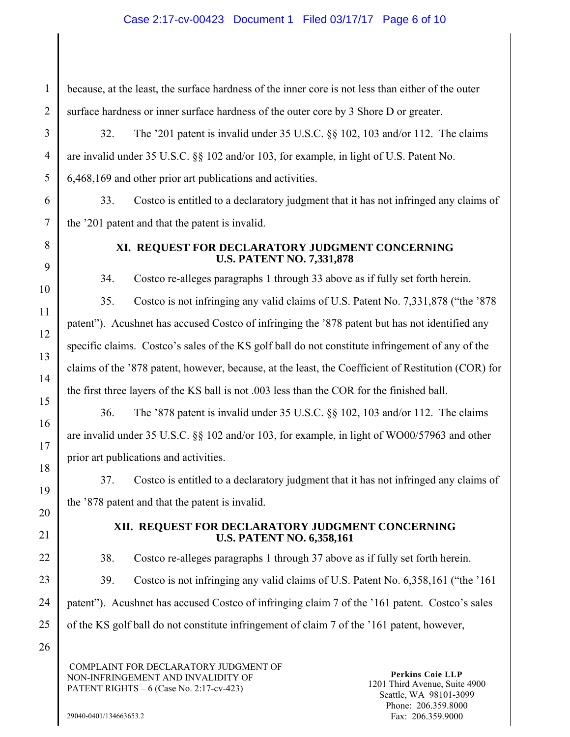because, at the least, the surface hardness of the inner core is not less than either of the outer surface hardness or inner surface hardness of the outer core by 3 Shore D or greater.

32. The '201 patent is invalid under 35 U.S.C. §§ 102, 103 and/or 112. The claims are invalid under 35 U.S.C. §§ 102 and/or 103, for example, in light of U.S. Patent No. 6,468,169 and other prior art publications and activities.

33. Costco is entitled to a declaratory judgment that it has not infringed any claims of the '201 patent and that the patent is invalid.

## XI. REQUEST FOR DECLARATORY JUDGMENT CONCERNING U.S. PATENT NO. 7,331,878

34. Costco re-alleges paragraphs 1 through 33 above as if fully set forth herein.

35. Costco is not infringing any valid claims of U.S. Patent No. 7,331,878 ("the '878 patent"). Acushnet has accused Costco of infringing the '878 patent but has not identified any specific claims. Costco's sales of the KS golf ball do not constitute infringement of any of the claims of the '878 patent, however, because, at the least, the Coefficient of Restitution (COR) for the first three layers of the KS ball is not .003 less than the COR for the finished ball.

36. The '878 patent is invalid under 35 U.S.C. §§ 102, 103 and/or 112. The claims are invalid under 35 U.S.C. §§ 102 and/or 103, for example, in light of WO00/57963 and other prior art publications and activities.

37. Costco is entitled to a declaratory judgment that it has not infringed any claims of the '878 patent and that the patent is invalid.

## XII. REQUEST FOR DECLARATORY JUDGMENT CONCERNING U.S. PATENT NO. 6,358,161

38. Costco re-alleges paragraphs 1 through 37 above as if fully set forth herein.

39. Costco is not infringing any valid claims of U.S. Patent No. 6,358,161 ("the '161 patent"). Acushnet has accused Costco of infringing claim 7 of the '161 patent. Costco's sales of the KS golf ball do not constitute infringement of claim 7 of the '161 patent, however,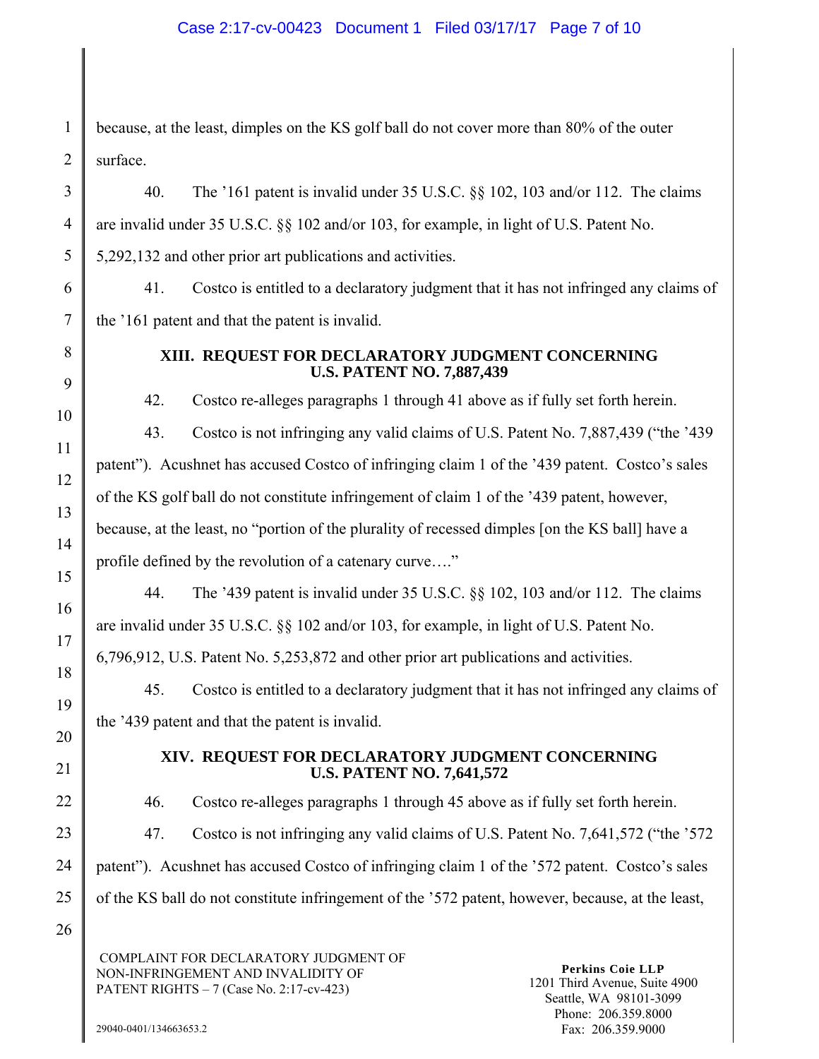because, at the least, dimples on the KS golf ball do not cover more than 80% of the outer surface.

40. The ’161 patent is invalid under 35 U.S.C. §§ 102, 103 and/or 112. The claims are invalid under 35 U.S.C. §§ 102 and/or 103, for example, in light of U.S. Patent No. 5,292,132 and other prior art publications and activities.

41. Costco is entitled to a declaratory judgment that it has not infringed any claims of the ’161 patent and that the patent is invalid.

## XIII. REQUEST FOR DECLARATORY JUDGMENT CONCERNING U.S. PATENT NO. 7,887,439

42. Costco re-alleges paragraphs 1 through 41 above as if fully set forth herein.

43. Costco is not infringing any valid claims of U.S. Patent No. 7,887,439 (“the ’439 patent”). Acushnet has accused Costco of infringing claim 1 of the ’439 patent. Costco’s sales of the KS golf ball do not constitute infringement of claim 1 of the ’439 patent, however, because, at the least, no “portion of the plurality of recessed dimples [on the KS ball] have a profile defined by the revolution of a catenary curve….”

44. The ’439 patent is invalid under 35 U.S.C. §§ 102, 103 and/or 112. The claims are invalid under 35 U.S.C. §§ 102 and/or 103, for example, in light of U.S. Patent No. 6,796,912, U.S. Patent No. 5,253,872 and other prior art publications and activities.

45. Costco is entitled to a declaratory judgment that it has not infringed any claims of the ’439 patent and that the patent is invalid.

## XIV. REQUEST FOR DECLARATORY JUDGMENT CONCERNING U.S. PATENT NO. 7,641,572

46. Costco re-alleges paragraphs 1 through 45 above as if fully set forth herein.

47. Costco is not infringing any valid claims of U.S. Patent No. 7,641,572 (“the ’572 patent”). Acushnet has accused Costco of infringing claim 1 of the ’572 patent. Costco’s sales of the KS ball do not constitute infringement of the ’572 patent, however, because, at the least,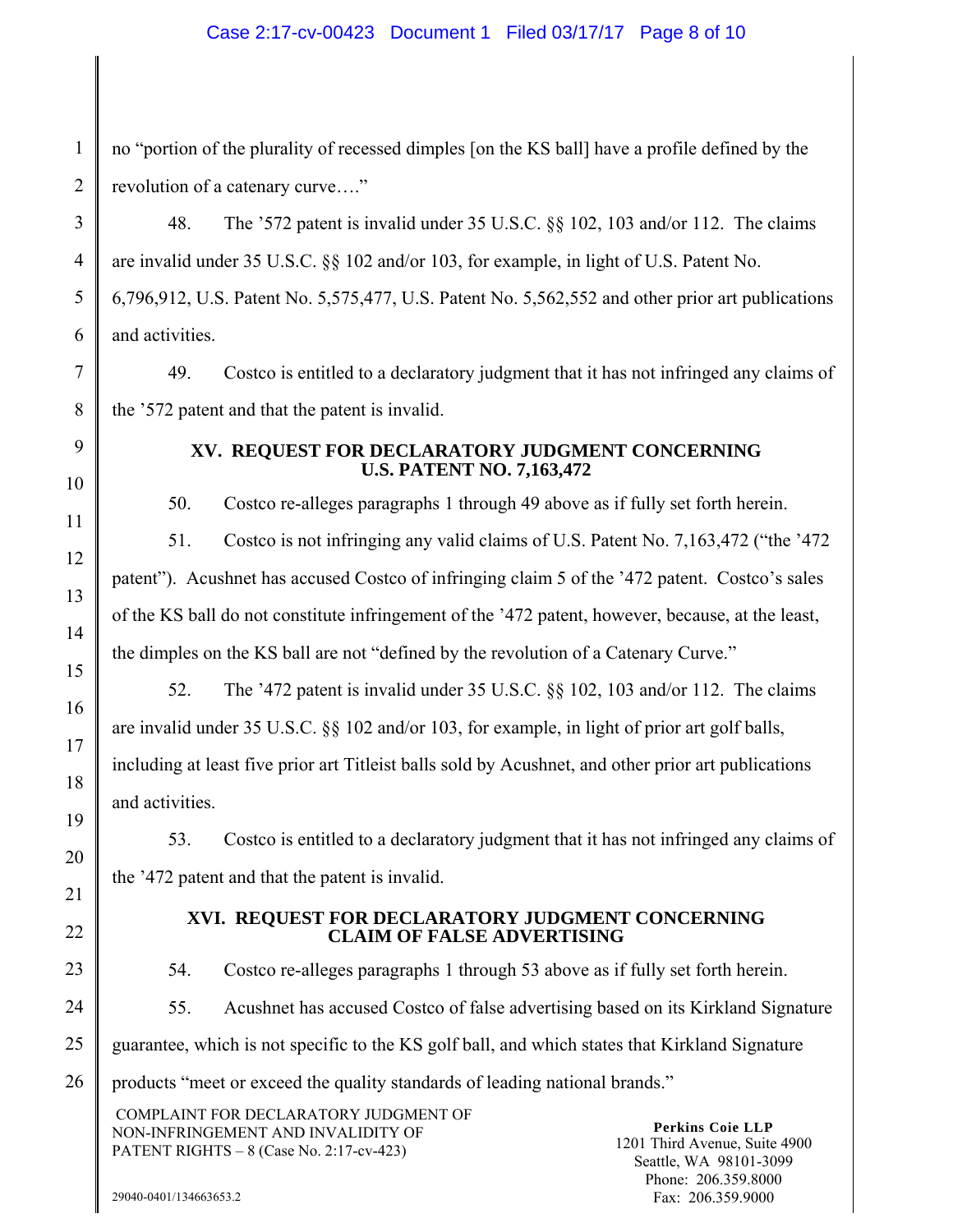no "portion of the plurality of recessed dimples [on the KS ball] have a profile defined by the revolution of a catenary curve…."

48. The '572 patent is invalid under 35 U.S.C. §§ 102, 103 and/or 112. The claims are invalid under 35 U.S.C. §§ 102 and/or 103, for example, in light of U.S. Patent No. 6,796,912, U.S. Patent No. 5,575,477, U.S. Patent No. 5,562,552 and other prior art publications and activities.

49. Costco is entitled to a declaratory judgment that it has not infringed any claims of the '572 patent and that the patent is invalid.

## XV. REQUEST FOR DECLARATORY JUDGMENT CONCERNING U.S. PATENT NO. 7,163,472

50. Costco re-alleges paragraphs 1 through 49 above as if fully set forth herein.

51. Costco is not infringing any valid claims of U.S. Patent No. 7,163,472 ("the '472 patent"). Acushnet has accused Costco of infringing claim 5 of the '472 patent. Costco's sales of the KS ball do not constitute infringement of the '472 patent, however, because, at the least, the dimples on the KS ball are not "defined by the revolution of a Catenary Curve."

52. The '472 patent is invalid under 35 U.S.C. §§ 102, 103 and/or 112. The claims are invalid under 35 U.S.C. §§ 102 and/or 103, for example, in light of prior art golf balls, including at least five prior art Titleist balls sold by Acushnet, and other prior art publications and activities.

53. Costco is entitled to a declaratory judgment that it has not infringed any claims of the '472 patent and that the patent is invalid.

## XVI. REQUEST FOR DECLARATORY JUDGMENT CONCERNING CLAIM OF FALSE ADVERTISING

54. Costco re-alleges paragraphs 1 through 53 above as if fully set forth herein.

55. Acushnet has accused Costco of false advertising based on its Kirkland Signature guarantee, which is not specific to the KS golf ball, and which states that Kirkland Signature products "meet or exceed the quality standards of leading national brands."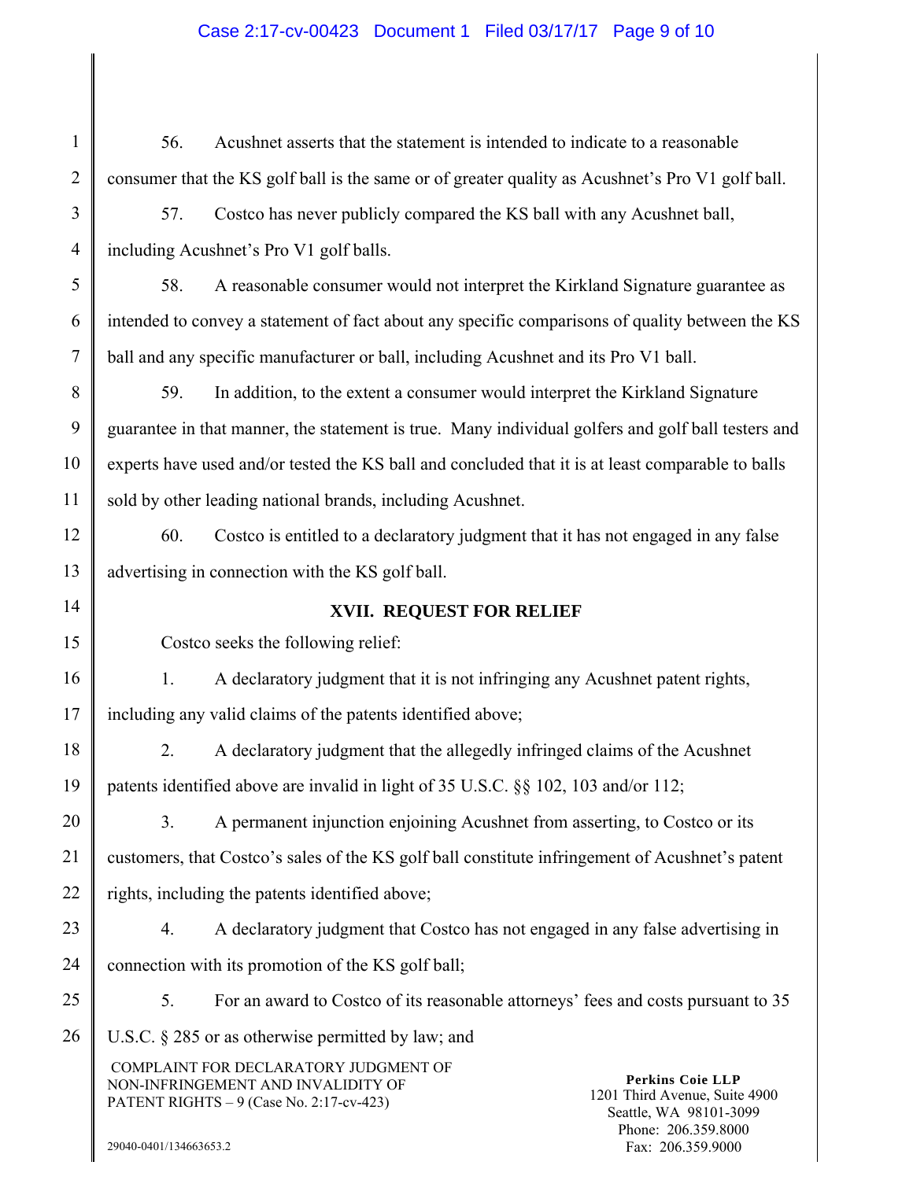56. Acushnet asserts that the statement is intended to indicate to a reasonable consumer that the KS golf ball is the same or of greater quality as Acushnet's Pro V1 golf ball.

57. Costco has never publicly compared the KS ball with any Acushnet ball, including Acushnet's Pro V1 golf balls.

58. A reasonable consumer would not interpret the Kirkland Signature guarantee as intended to convey a statement of fact about any specific comparisons of quality between the KS ball and any specific manufacturer or ball, including Acushnet and its Pro V1 ball.

59. In addition, to the extent a consumer would interpret the Kirkland Signature guarantee in that manner, the statement is true. Many individual golfers and golf ball testers and experts have used and/or tested the KS ball and concluded that it is at least comparable to balls sold by other leading national brands, including Acushnet.

60. Costco is entitled to a declaratory judgment that it has not engaged in any false advertising in connection with the KS golf ball.

## XVII. REQUEST FOR RELIEF

Costco seeks the following relief:

1. A declaratory judgment that it is not infringing any Acushnet patent rights, including any valid claims of the patents identified above;

2. A declaratory judgment that the allegedly infringed claims of the Acushnet patents identified above are invalid in light of 35 U.S.C. §§ 102, 103 and/or 112;

3. A permanent injunction enjoining Acushnet from asserting, to Costco or its customers, that Costco's sales of the KS golf ball constitute infringement of Acushnet's patent rights, including the patents identified above;

4. A declaratory judgment that Costco has not engaged in any false advertising in connection with its promotion of the KS golf ball;

5. For an award to Costco of its reasonable attorneys' fees and costs pursuant to 35 U.S.C. § 285 or as otherwise permitted by law; and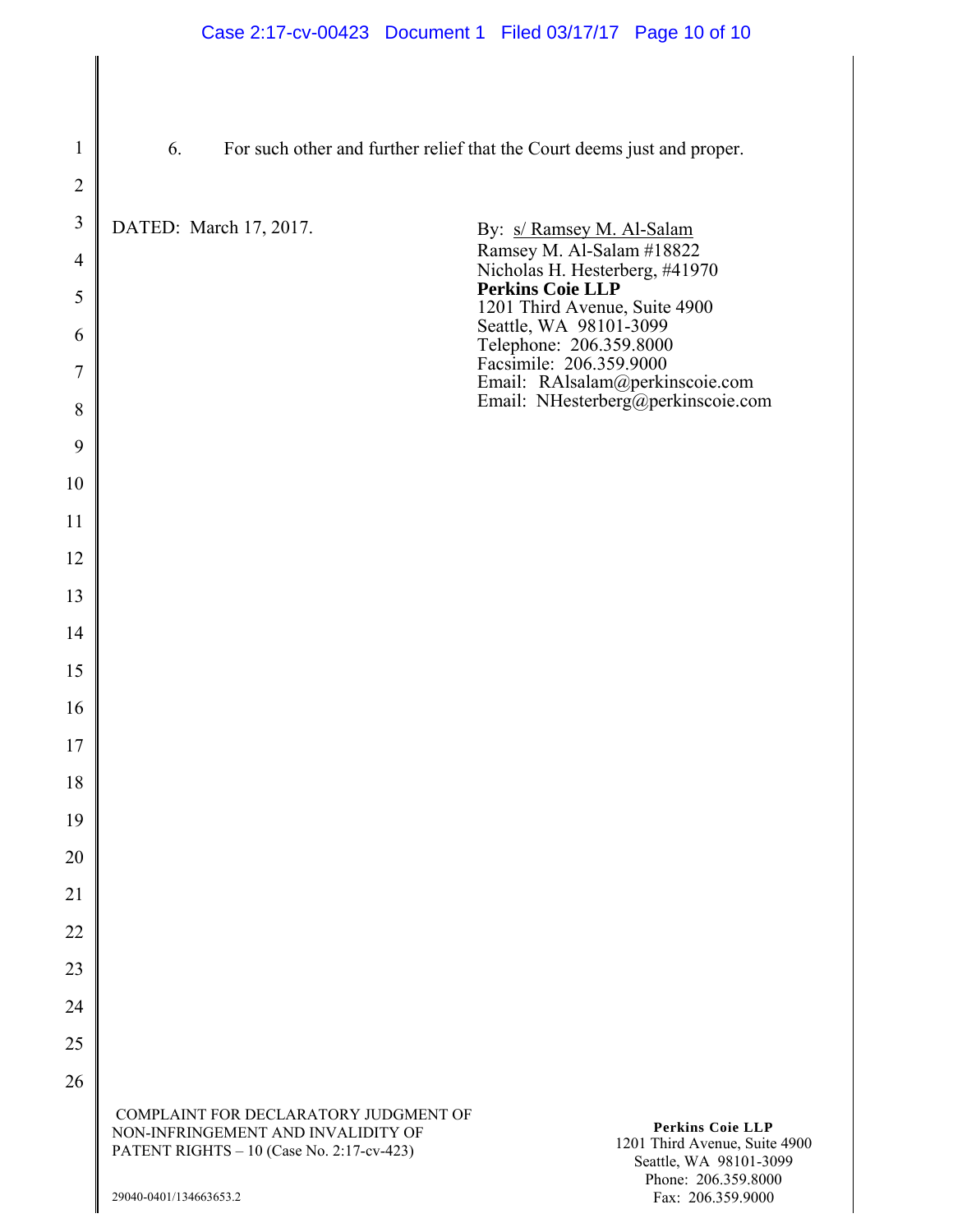6. For such other and further relief that the Court deems just and proper.

DATED: March 17, 2017.

By: s/ Ramsey M. Al-Salam
Ramsey M. Al-Salam #18822
Nicholas H. Hesterberg, #41970
**Perkins Coie LLP**
1201 Third Avenue, Suite 4900
Seattle, WA 98101-3099
Telephone: 206.359.8000
Facsimile: 206.359.9000
Email: RAlsalam@perkinscoie.com
Email: NHesterberg@perkinscoie.com

COMPLAINT FOR DECLARATORY JUDGMENT OF NON-INFRINGEMENT AND INVALIDITY OF PATENT RIGHTS – 10 (Case No. 2:17-cv-423)

29040-0401/134663653.2

**Perkins Coie LLP**
1201 Third Avenue, Suite 4900
Seattle, WA 98101-3099
Phone: 206.359.8000
Fax: 206.359.9000